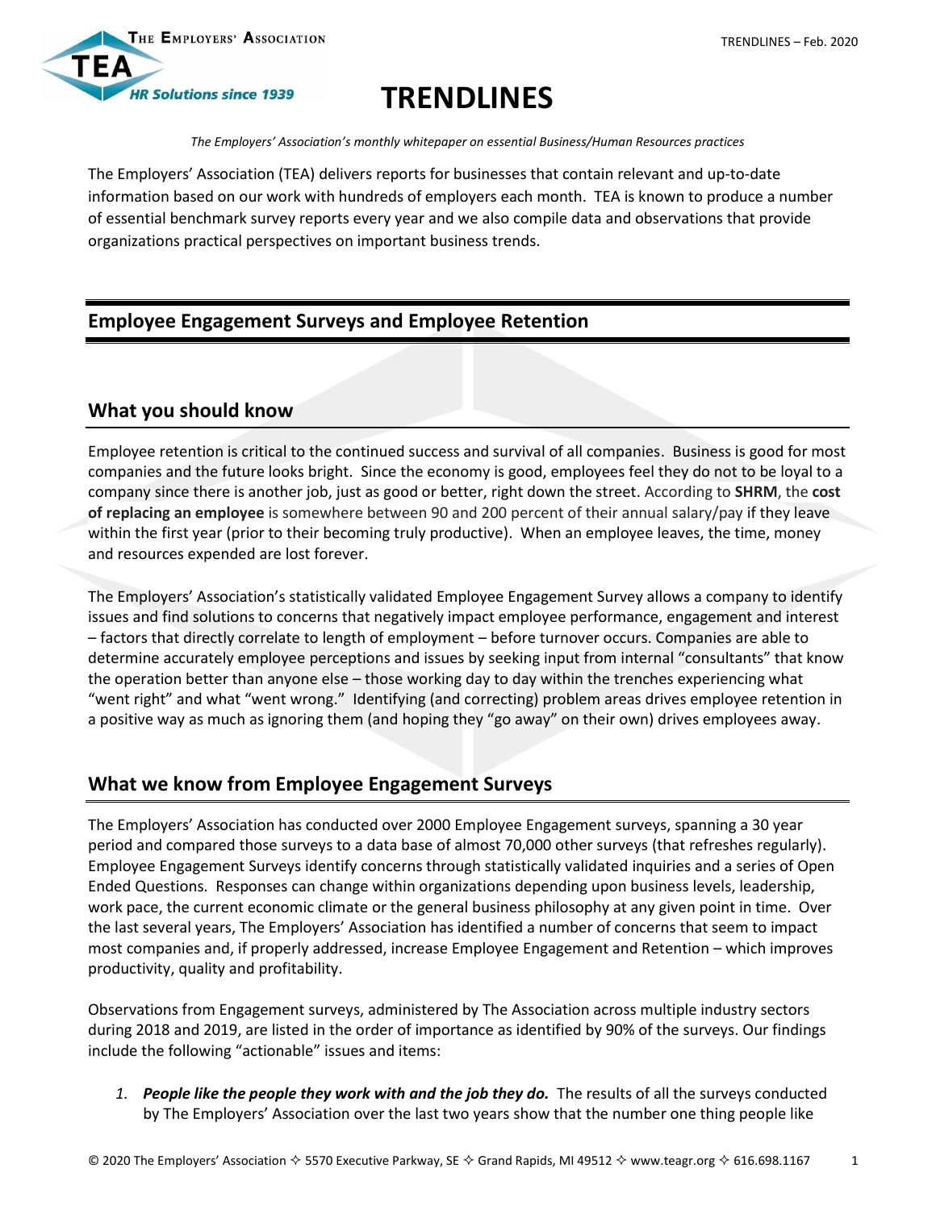# TRENDLINES

*The Employers' Association's monthly whitepaper on essential Business/Human Resources practices*

The Employers' Association (TEA) delivers reports for businesses that contain relevant and up-to-date information based on our work with hundreds of employers each month. TEA is known to produce a number of essential benchmark survey reports every year and we also compile data and observations that provide organizations practical perspectives on important business trends.

## Employee Engagement Surveys and Employee Retention

## What you should know

Employee retention is critical to the continued success and survival of all companies. Business is good for most companies and the future looks bright. Since the economy is good, employees feel they do not to be loyal to a company since there is another job, just as good or better, right down the street. According to **SHRM**, the **cost of replacing an employee** is somewhere between 90 and 200 percent of their annual salary/pay if they leave within the first year (prior to their becoming truly productive). When an employee leaves, the time, money and resources expended are lost forever.

The Employers' Association's statistically validated Employee Engagement Survey allows a company to identify issues and find solutions to concerns that negatively impact employee performance, engagement and interest – factors that directly correlate to length of employment – before turnover occurs. Companies are able to determine accurately employee perceptions and issues by seeking input from internal "consultants" that know the operation better than anyone else – those working day to day within the trenches experiencing what "went right" and what "went wrong." Identifying (and correcting) problem areas drives employee retention in a positive way as much as ignoring them (and hoping they "go away" on their own) drives employees away.

## What we know from Employee Engagement Surveys

The Employers' Association has conducted over 2000 Employee Engagement surveys, spanning a 30 year period and compared those surveys to a data base of almost 70,000 other surveys (that refreshes regularly). Employee Engagement Surveys identify concerns through statistically validated inquiries and a series of Open Ended Questions. Responses can change within organizations depending upon business levels, leadership, work pace, the current economic climate or the general business philosophy at any given point in time. Over the last several years, The Employers' Association has identified a number of concerns that seem to impact most companies and, if properly addressed, increase Employee Engagement and Retention – which improves productivity, quality and profitability.

Observations from Engagement surveys, administered by The Association across multiple industry sectors during 2018 and 2019, are listed in the order of importance as identified by 90% of the surveys. Our findings include the following "actionable" issues and items:

1. ***People like the people they work with and the job they do.*** The results of all the surveys conducted by The Employers' Association over the last two years show that the number one thing people like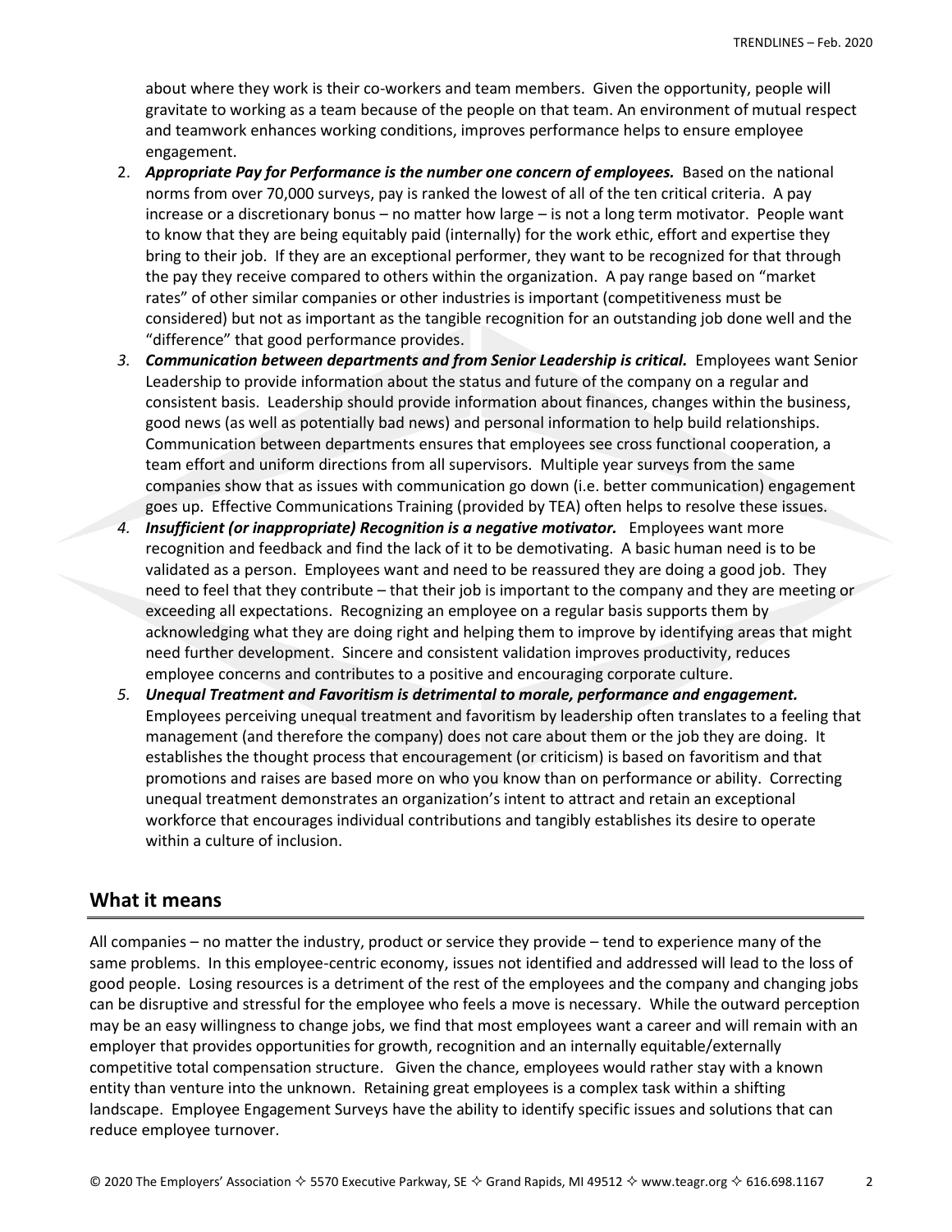about where they work is their co-workers and team members. Given the opportunity, people will gravitate to working as a team because of the people on that team. An environment of mutual respect and teamwork enhances working conditions, improves performance helps to ensure employee engagement.

2. ***Appropriate Pay for Performance is the number one concern of employees.*** Based on the national norms from over 70,000 surveys, pay is ranked the lowest of all of the ten critical criteria. A pay increase or a discretionary bonus – no matter how large – is not a long term motivator. People want to know that they are being equitably paid (internally) for the work ethic, effort and expertise they bring to their job. If they are an exceptional performer, they want to be recognized for that through the pay they receive compared to others within the organization. A pay range based on "market rates" of other similar companies or other industries is important (competitiveness must be considered) but not as important as the tangible recognition for an outstanding job done well and the "difference" that good performance provides.
3. ***Communication between departments and from Senior Leadership is critical.*** Employees want Senior Leadership to provide information about the status and future of the company on a regular and consistent basis. Leadership should provide information about finances, changes within the business, good news (as well as potentially bad news) and personal information to help build relationships. Communication between departments ensures that employees see cross functional cooperation, a team effort and uniform directions from all supervisors. Multiple year surveys from the same companies show that as issues with communication go down (i.e. better communication) engagement goes up. Effective Communications Training (provided by TEA) often helps to resolve these issues.
4. ***Insufficient (or inappropriate) Recognition is a negative motivator.*** Employees want more recognition and feedback and find the lack of it to be demotivating. A basic human need is to be validated as a person. Employees want and need to be reassured they are doing a good job. They need to feel that they contribute – that their job is important to the company and they are meeting or exceeding all expectations. Recognizing an employee on a regular basis supports them by acknowledging what they are doing right and helping them to improve by identifying areas that might need further development. Sincere and consistent validation improves productivity, reduces employee concerns and contributes to a positive and encouraging corporate culture.
5. ***Unequal Treatment and Favoritism is detrimental to morale, performance and engagement.*** Employees perceiving unequal treatment and favoritism by leadership often translates to a feeling that management (and therefore the company) does not care about them or the job they are doing. It establishes the thought process that encouragement (or criticism) is based on favoritism and that promotions and raises are based more on who you know than on performance or ability. Correcting unequal treatment demonstrates an organization's intent to attract and retain an exceptional workforce that encourages individual contributions and tangibly establishes its desire to operate within a culture of inclusion.

## What it means

All companies – no matter the industry, product or service they provide – tend to experience many of the same problems. In this employee-centric economy, issues not identified and addressed will lead to the loss of good people. Losing resources is a detriment of the rest of the employees and the company and changing jobs can be disruptive and stressful for the employee who feels a move is necessary. While the outward perception may be an easy willingness to change jobs, we find that most employees want a career and will remain with an employer that provides opportunities for growth, recognition and an internally equitable/externally competitive total compensation structure. Given the chance, employees would rather stay with a known entity than venture into the unknown. Retaining great employees is a complex task within a shifting landscape. Employee Engagement Surveys have the ability to identify specific issues and solutions that can reduce employee turnover.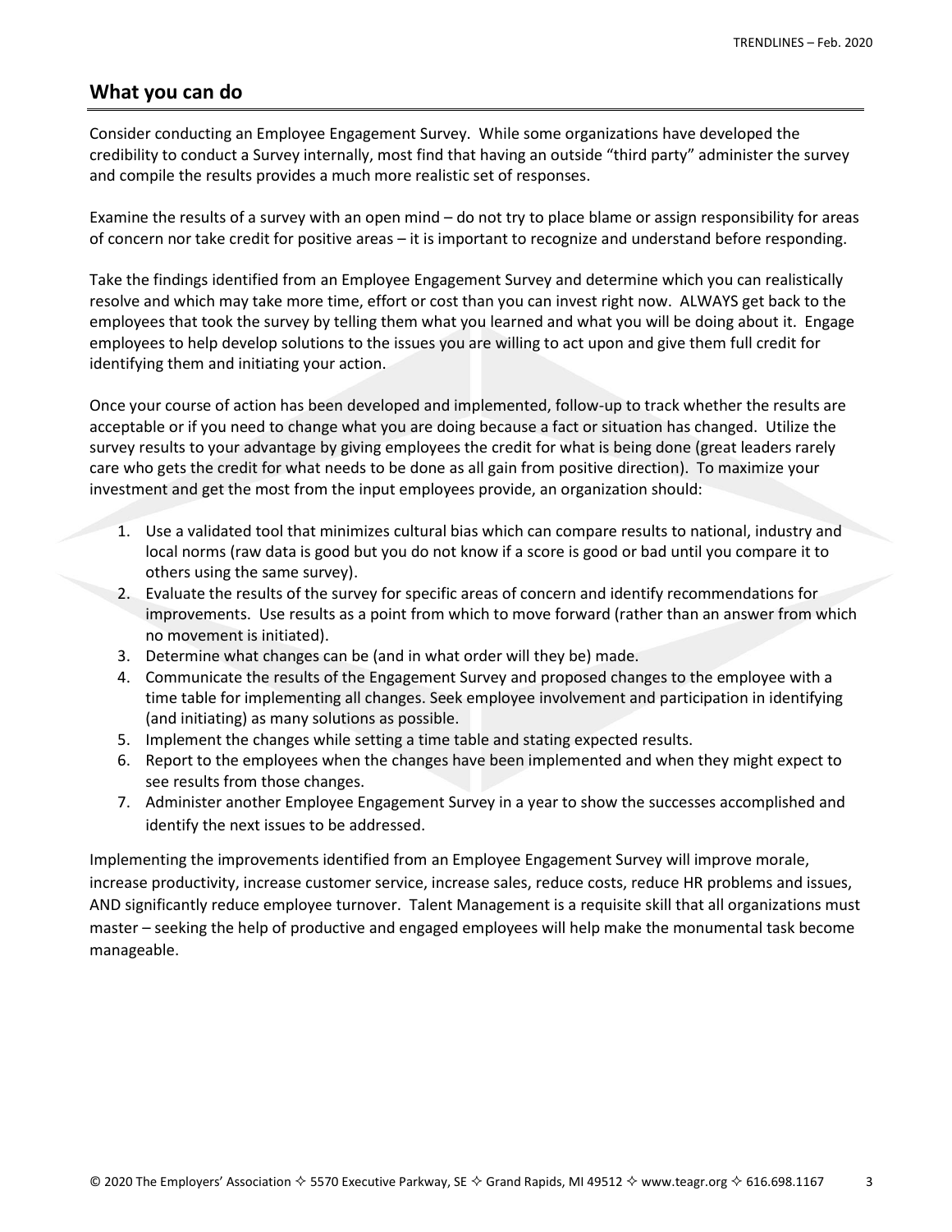## What you can do

Consider conducting an Employee Engagement Survey. While some organizations have developed the credibility to conduct a Survey internally, most find that having an outside "third party" administer the survey and compile the results provides a much more realistic set of responses.

Examine the results of a survey with an open mind – do not try to place blame or assign responsibility for areas of concern nor take credit for positive areas – it is important to recognize and understand before responding.

Take the findings identified from an Employee Engagement Survey and determine which you can realistically resolve and which may take more time, effort or cost than you can invest right now. ALWAYS get back to the employees that took the survey by telling them what you learned and what you will be doing about it. Engage employees to help develop solutions to the issues you are willing to act upon and give them full credit for identifying them and initiating your action.

Once your course of action has been developed and implemented, follow-up to track whether the results are acceptable or if you need to change what you are doing because a fact or situation has changed. Utilize the survey results to your advantage by giving employees the credit for what is being done (great leaders rarely care who gets the credit for what needs to be done as all gain from positive direction). To maximize your investment and get the most from the input employees provide, an organization should:

1. Use a validated tool that minimizes cultural bias which can compare results to national, industry and local norms (raw data is good but you do not know if a score is good or bad until you compare it to others using the same survey).
2. Evaluate the results of the survey for specific areas of concern and identify recommendations for improvements. Use results as a point from which to move forward (rather than an answer from which no movement is initiated).
3. Determine what changes can be (and in what order will they be) made.
4. Communicate the results of the Engagement Survey and proposed changes to the employee with a time table for implementing all changes. Seek employee involvement and participation in identifying (and initiating) as many solutions as possible.
5. Implement the changes while setting a time table and stating expected results.
6. Report to the employees when the changes have been implemented and when they might expect to see results from those changes.
7. Administer another Employee Engagement Survey in a year to show the successes accomplished and identify the next issues to be addressed.

Implementing the improvements identified from an Employee Engagement Survey will improve morale, increase productivity, increase customer service, increase sales, reduce costs, reduce HR problems and issues, AND significantly reduce employee turnover. Talent Management is a requisite skill that all organizations must master – seeking the help of productive and engaged employees will help make the monumental task become manageable.